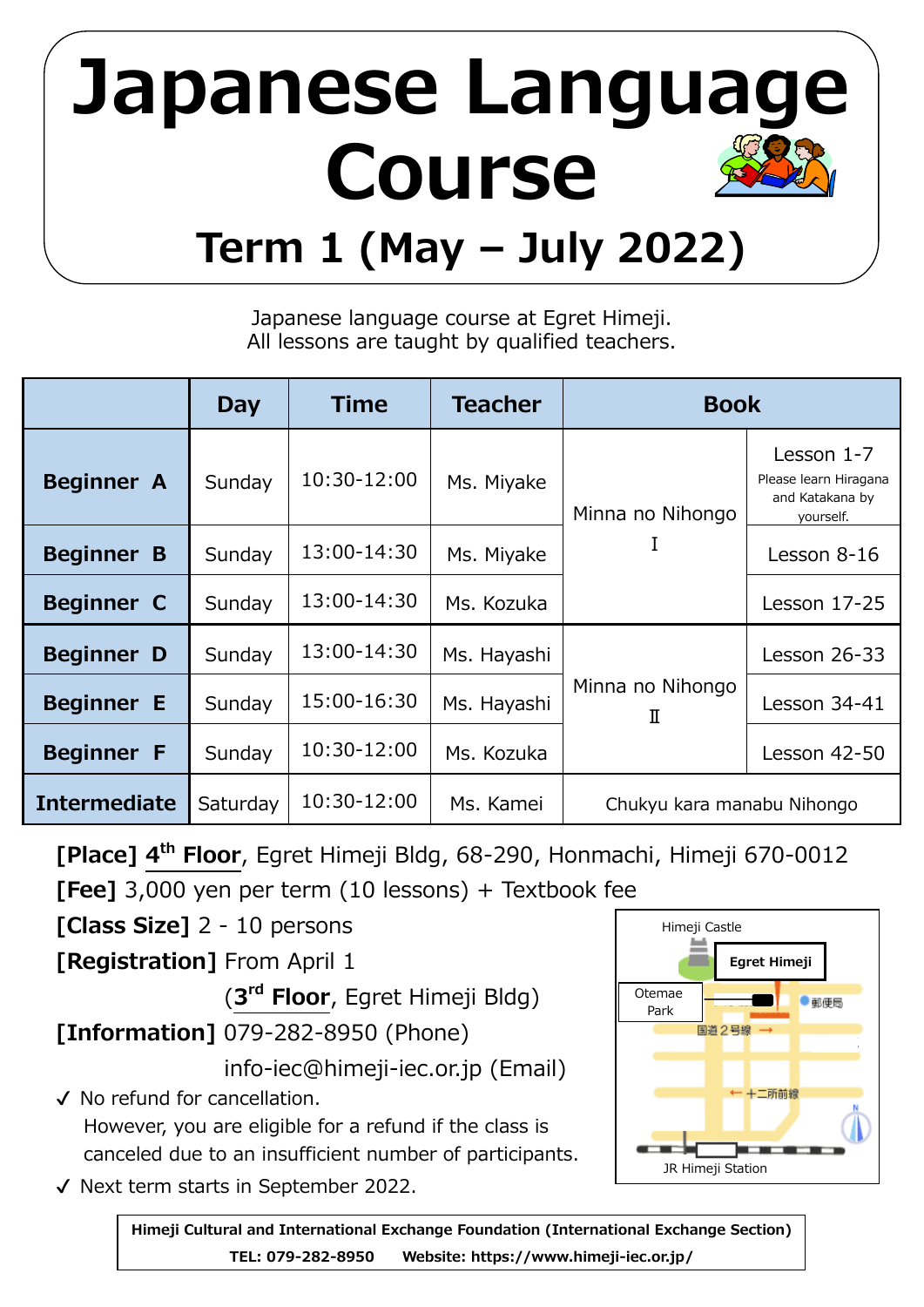# Japanese Language Course

## Term 1 (May – July 2022)

Japanese language course at Egret Himeji.
All lessons are taught by qualified teachers.

| | Day | Time | Teacher | Book | |
|---|---|---|---|---|---|
| **Beginner A** | Sunday | 10:30-12:00 | Ms. Miyake | Minna no Nihongo Ⅰ | Lesson 1-7 Please learn Hiragana and Katakana by yourself. |
| **Beginner B** | Sunday | 13:00-14:30 | Ms. Miyake | | Lesson 8-16 |
| **Beginner C** | Sunday | 13:00-14:30 | Ms. Kozuka | | Lesson 17-25 |
| **Beginner D** | Sunday | 13:00-14:30 | Ms. Hayashi | Minna no Nihongo Ⅱ | Lesson 26-33 |
| **Beginner E** | Sunday | 15:00-16:30 | Ms. Hayashi | | Lesson 34-41 |
| **Beginner F** | Sunday | 10:30-12:00 | Ms. Kozuka | | Lesson 42-50 |
| **Intermediate** | Saturday | 10:30-12:00 | Ms. Kamei | Chukyu kara manabu Nihongo | |

**[Place]** **4th Floor**, Egret Himeji Bldg, 68-290, Honmachi, Himeji 670-0012

**[Fee]** 3,000 yen per term (10 lessons) + Textbook fee

**[Class Size]** 2 - 10 persons

**[Registration]** From April 1
(**3rd Floor**, Egret Himeji Bldg)

**[Information]** 079-282-8950 (Phone)
info-iec@himeji-iec.or.jp (Email)

- ✓ No refund for cancellation.
  However, you are eligible for a refund if the class is canceled due to an insufficient number of participants.
- ✓ Next term starts in September 2022.

Himeji Castle
Egret Himeji
Otemae Park
郵便局
国道２号線
十二所前線
JR Himeji Station

**Himeji Cultural and International Exchange Foundation (International Exchange Section)**
**TEL: 079-282-8950 Website: https://www.himeji-iec.or.jp/**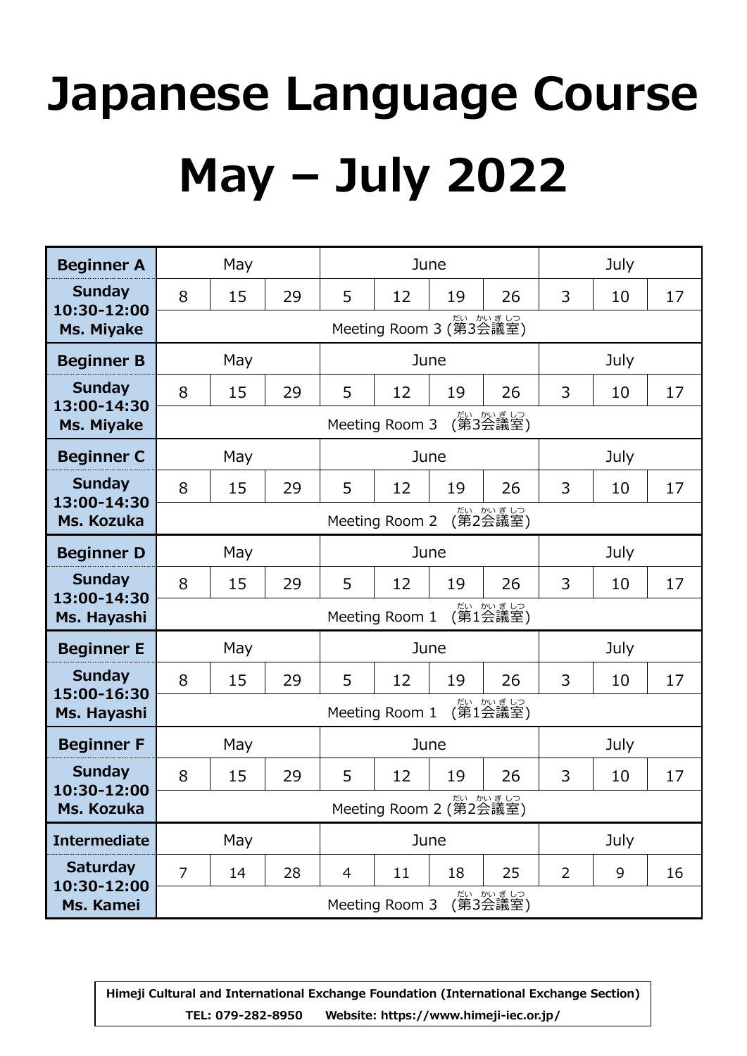# Japanese Language Course

# May – July 2022

| Beginner A | May | | | June | | | | July | | |
|---|---|---|---|---|---|---|---|---|---|---|
| Sunday 10:30-12:00 Ms. Miyake | 8 | 15 | 29 | 5 | 12 | 19 | 26 | 3 | 10 | 17 |
| | Meeting Room 3 (第3会議室) | | | | | | | | | |
| **Beginner B** | May | | | June | | | | July | | |
| Sunday 13:00-14:30 Ms. Miyake | 8 | 15 | 29 | 5 | 12 | 19 | 26 | 3 | 10 | 17 |
| | Meeting Room 3 (第3会議室) | | | | | | | | | |
| **Beginner C** | May | | | June | | | | July | | |
| Sunday 13:00-14:30 Ms. Kozuka | 8 | 15 | 29 | 5 | 12 | 19 | 26 | 3 | 10 | 17 |
| | Meeting Room 2 (第2会議室) | | | | | | | | | |
| **Beginner D** | May | | | June | | | | July | | |
| Sunday 13:00-14:30 Ms. Hayashi | 8 | 15 | 29 | 5 | 12 | 19 | 26 | 3 | 10 | 17 |
| | Meeting Room 1 (第1会議室) | | | | | | | | | |
| **Beginner E** | May | | | June | | | | July | | |
| Sunday 15:00-16:30 Ms. Hayashi | 8 | 15 | 29 | 5 | 12 | 19 | 26 | 3 | 10 | 17 |
| | Meeting Room 1 (第1会議室) | | | | | | | | | |
| **Beginner F** | May | | | June | | | | July | | |
| Sunday 10:30-12:00 Ms. Kozuka | 8 | 15 | 29 | 5 | 12 | 19 | 26 | 3 | 10 | 17 |
| | Meeting Room 2 (第2会議室) | | | | | | | | | |
| **Intermediate** | May | | | June | | | | July | | |
| Saturday 10:30-12:00 Ms. Kamei | 7 | 14 | 28 | 4 | 11 | 18 | 25 | 2 | 9 | 16 |
| | Meeting Room 3 (第3会議室) | | | | | | | | | |

**Himeji Cultural and International Exchange Foundation (International Exchange Section)**

**TEL: 079-282-8950 Website: https://www.himeji-iec.or.jp/**